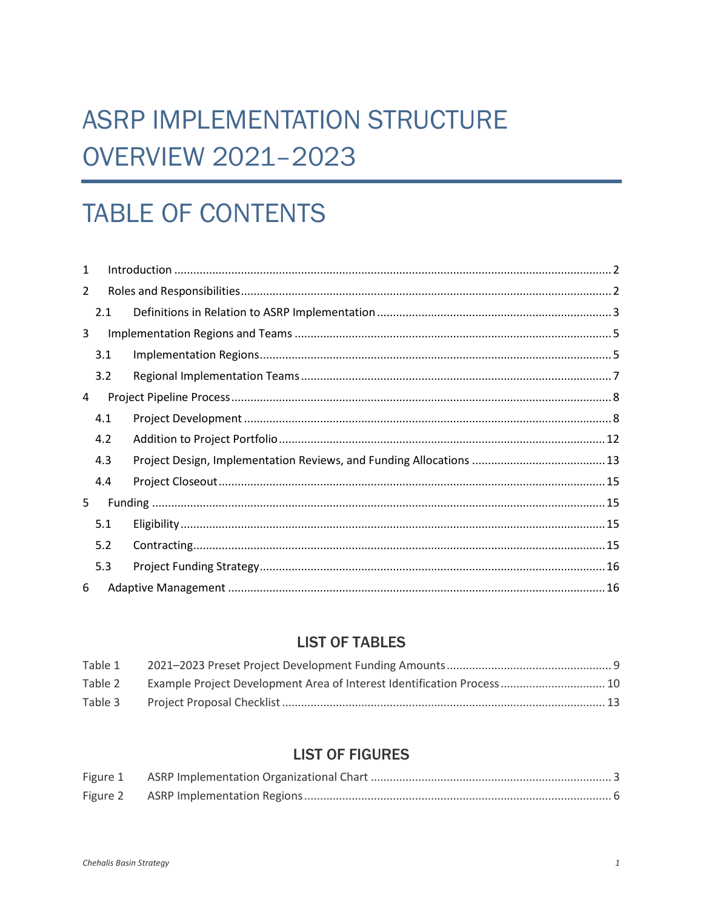# ASRP IMPLEMENTATION STRUCTURE OVERVIEW 2021–2023

# TABLE OF CONTENTS

1 Introduction ..... 2

2 Roles and Responsibilities ..... 2

 2.1 Definitions in Relation to ASRP Implementation ..... 3

3 Implementation Regions and Teams ..... 5

 3.1 Implementation Regions ..... 5

 3.2 Regional Implementation Teams ..... 7

4 Project Pipeline Process ..... 8

 4.1 Project Development ..... 8

 4.2 Addition to Project Portfolio ..... 12

 4.3 Project Design, Implementation Reviews, and Funding Allocations ..... 13

 4.4 Project Closeout ..... 15

5 Funding ..... 15

 5.1 Eligibility ..... 15

 5.2 Contracting ..... 15

 5.3 Project Funding Strategy ..... 16

6 Adaptive Management ..... 16

## LIST OF TABLES

Table 1 2021–2023 Preset Project Development Funding Amounts ..... 9

Table 2 Example Project Development Area of Interest Identification Process ..... 10

Table 3 Project Proposal Checklist ..... 13

## LIST OF FIGURES

Figure 1 ASRP Implementation Organizational Chart ..... 3

Figure 2 ASRP Implementation Regions ..... 6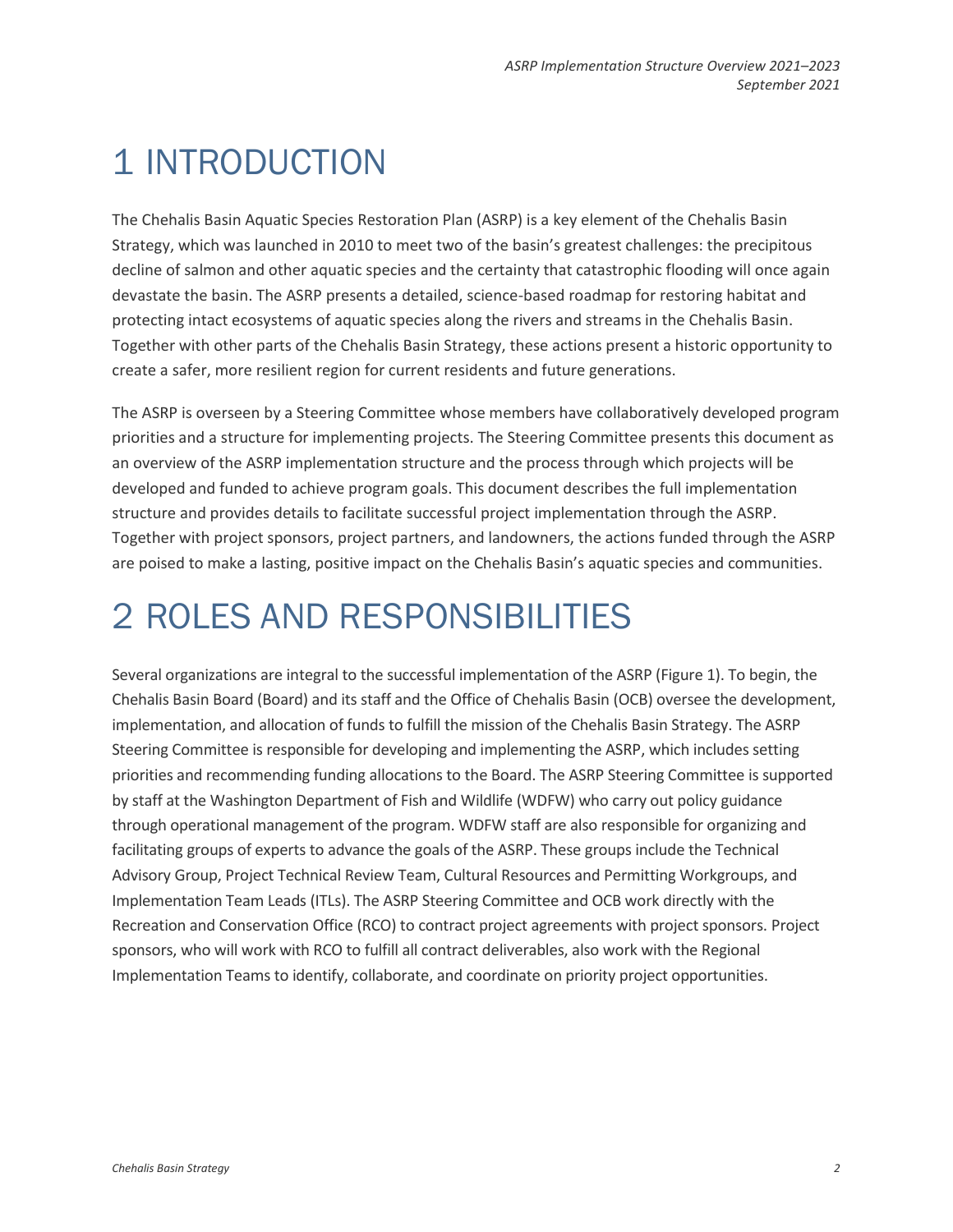# 1 INTRODUCTION

The Chehalis Basin Aquatic Species Restoration Plan (ASRP) is a key element of the Chehalis Basin Strategy, which was launched in 2010 to meet two of the basin's greatest challenges: the precipitous decline of salmon and other aquatic species and the certainty that catastrophic flooding will once again devastate the basin. The ASRP presents a detailed, science-based roadmap for restoring habitat and protecting intact ecosystems of aquatic species along the rivers and streams in the Chehalis Basin. Together with other parts of the Chehalis Basin Strategy, these actions present a historic opportunity to create a safer, more resilient region for current residents and future generations.

The ASRP is overseen by a Steering Committee whose members have collaboratively developed program priorities and a structure for implementing projects. The Steering Committee presents this document as an overview of the ASRP implementation structure and the process through which projects will be developed and funded to achieve program goals. This document describes the full implementation structure and provides details to facilitate successful project implementation through the ASRP. Together with project sponsors, project partners, and landowners, the actions funded through the ASRP are poised to make a lasting, positive impact on the Chehalis Basin's aquatic species and communities.

# 2 ROLES AND RESPONSIBILITIES

Several organizations are integral to the successful implementation of the ASRP (Figure 1). To begin, the Chehalis Basin Board (Board) and its staff and the Office of Chehalis Basin (OCB) oversee the development, implementation, and allocation of funds to fulfill the mission of the Chehalis Basin Strategy. The ASRP Steering Committee is responsible for developing and implementing the ASRP, which includes setting priorities and recommending funding allocations to the Board. The ASRP Steering Committee is supported by staff at the Washington Department of Fish and Wildlife (WDFW) who carry out policy guidance through operational management of the program. WDFW staff are also responsible for organizing and facilitating groups of experts to advance the goals of the ASRP. These groups include the Technical Advisory Group, Project Technical Review Team, Cultural Resources and Permitting Workgroups, and Implementation Team Leads (ITLs). The ASRP Steering Committee and OCB work directly with the Recreation and Conservation Office (RCO) to contract project agreements with project sponsors. Project sponsors, who will work with RCO to fulfill all contract deliverables, also work with the Regional Implementation Teams to identify, collaborate, and coordinate on priority project opportunities.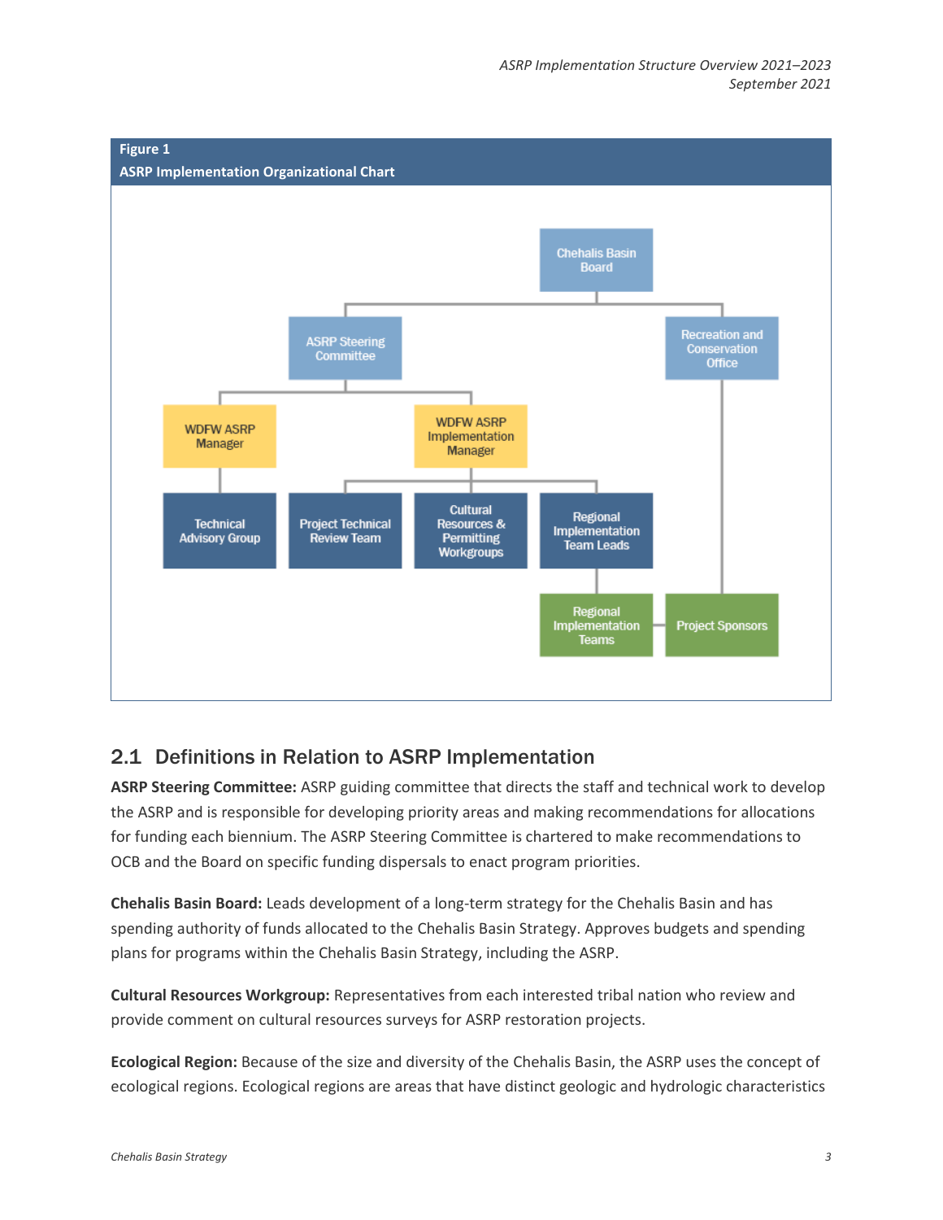Figure 1

ASRP Implementation Organizational Chart

## 2.1 Definitions in Relation to ASRP Implementation

**ASRP Steering Committee:** ASRP guiding committee that directs the staff and technical work to develop the ASRP and is responsible for developing priority areas and making recommendations for allocations for funding each biennium. The ASRP Steering Committee is chartered to make recommendations to OCB and the Board on specific funding dispersals to enact program priorities.

**Chehalis Basin Board:** Leads development of a long-term strategy for the Chehalis Basin and has spending authority of funds allocated to the Chehalis Basin Strategy. Approves budgets and spending plans for programs within the Chehalis Basin Strategy, including the ASRP.

**Cultural Resources Workgroup:** Representatives from each interested tribal nation who review and provide comment on cultural resources surveys for ASRP restoration projects.

**Ecological Region:** Because of the size and diversity of the Chehalis Basin, the ASRP uses the concept of ecological regions. Ecological regions are areas that have distinct geologic and hydrologic characteristics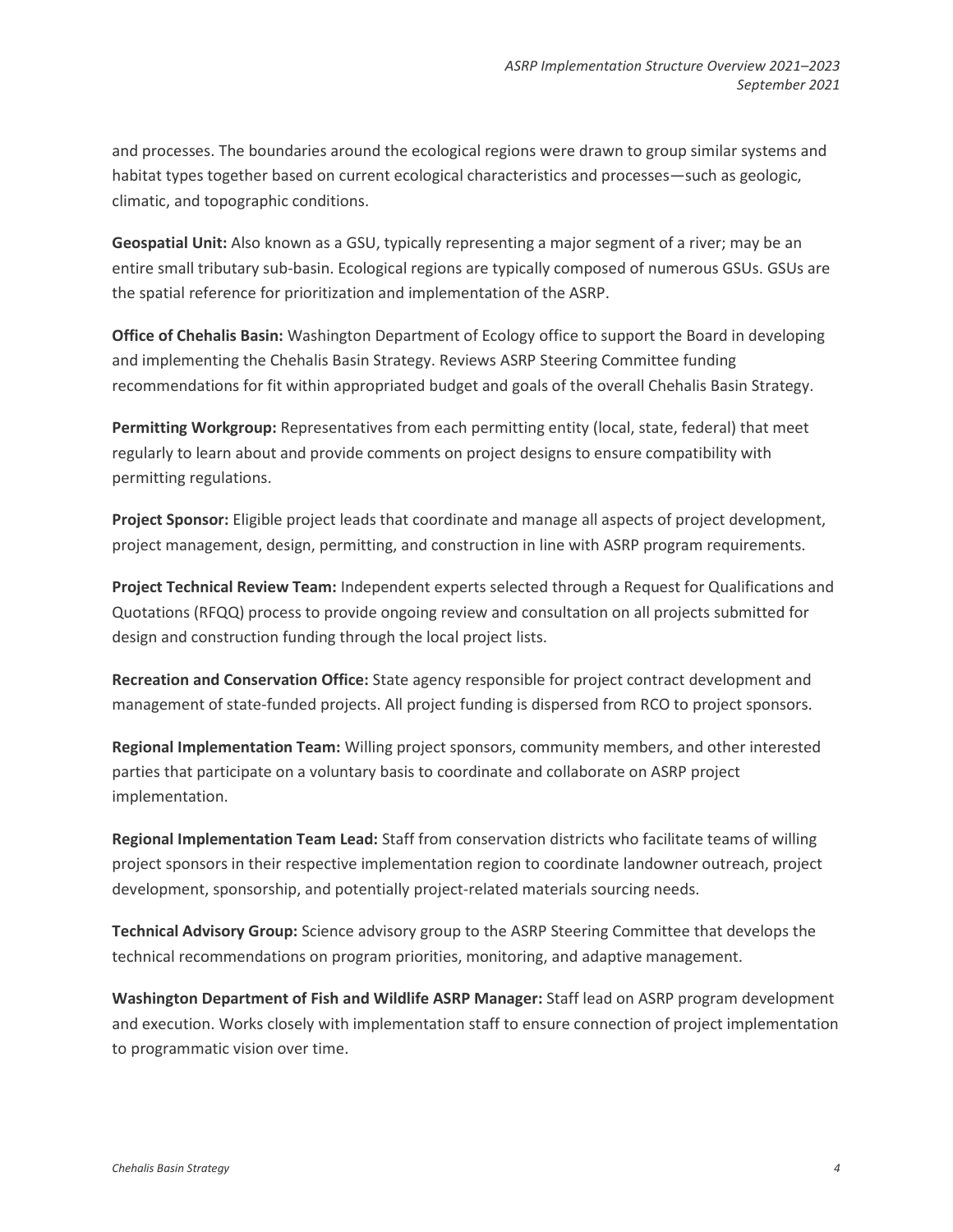and processes. The boundaries around the ecological regions were drawn to group similar systems and habitat types together based on current ecological characteristics and processes—such as geologic, climatic, and topographic conditions.

**Geospatial Unit:** Also known as a GSU, typically representing a major segment of a river; may be an entire small tributary sub-basin. Ecological regions are typically composed of numerous GSUs. GSUs are the spatial reference for prioritization and implementation of the ASRP.

**Office of Chehalis Basin:** Washington Department of Ecology office to support the Board in developing and implementing the Chehalis Basin Strategy. Reviews ASRP Steering Committee funding recommendations for fit within appropriated budget and goals of the overall Chehalis Basin Strategy.

**Permitting Workgroup:** Representatives from each permitting entity (local, state, federal) that meet regularly to learn about and provide comments on project designs to ensure compatibility with permitting regulations.

**Project Sponsor:** Eligible project leads that coordinate and manage all aspects of project development, project management, design, permitting, and construction in line with ASRP program requirements.

**Project Technical Review Team:** Independent experts selected through a Request for Qualifications and Quotations (RFQQ) process to provide ongoing review and consultation on all projects submitted for design and construction funding through the local project lists.

**Recreation and Conservation Office:** State agency responsible for project contract development and management of state-funded projects. All project funding is dispersed from RCO to project sponsors.

**Regional Implementation Team:** Willing project sponsors, community members, and other interested parties that participate on a voluntary basis to coordinate and collaborate on ASRP project implementation.

**Regional Implementation Team Lead:** Staff from conservation districts who facilitate teams of willing project sponsors in their respective implementation region to coordinate landowner outreach, project development, sponsorship, and potentially project-related materials sourcing needs.

**Technical Advisory Group:** Science advisory group to the ASRP Steering Committee that develops the technical recommendations on program priorities, monitoring, and adaptive management.

**Washington Department of Fish and Wildlife ASRP Manager:** Staff lead on ASRP program development and execution. Works closely with implementation staff to ensure connection of project implementation to programmatic vision over time.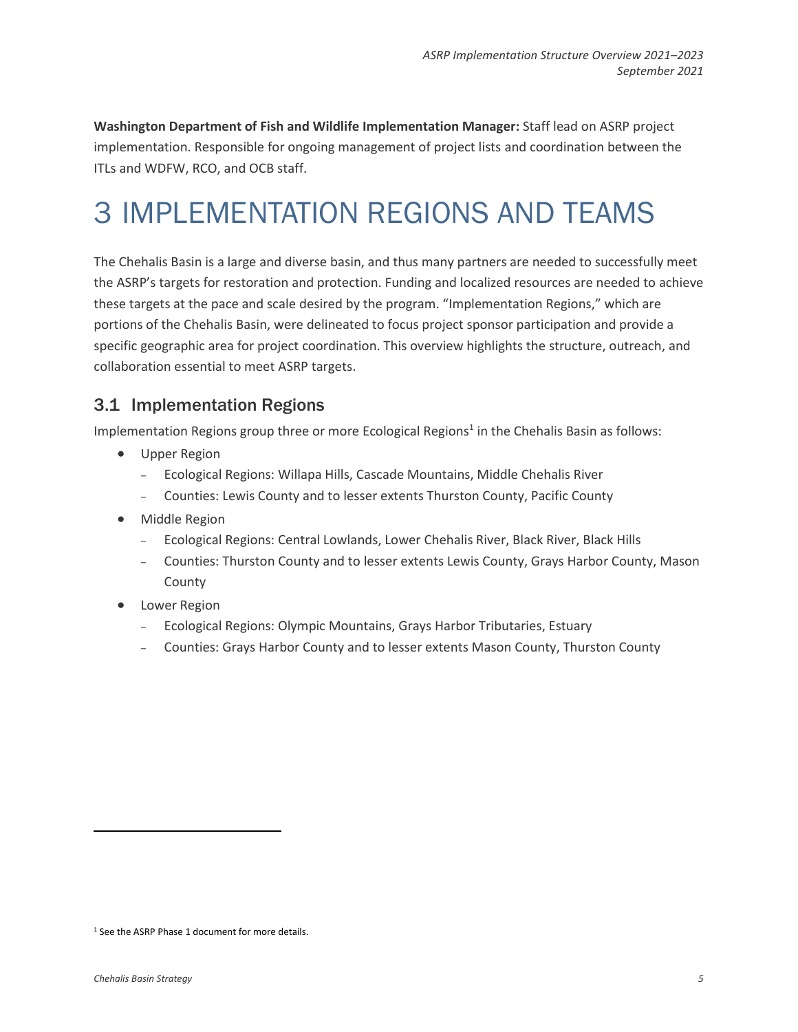**Washington Department of Fish and Wildlife Implementation Manager:** Staff lead on ASRP project implementation. Responsible for ongoing management of project lists and coordination between the ITLs and WDFW, RCO, and OCB staff.

# 3 IMPLEMENTATION REGIONS AND TEAMS

The Chehalis Basin is a large and diverse basin, and thus many partners are needed to successfully meet the ASRP's targets for restoration and protection. Funding and localized resources are needed to achieve these targets at the pace and scale desired by the program. "Implementation Regions," which are portions of the Chehalis Basin, were delineated to focus project sponsor participation and provide a specific geographic area for project coordination. This overview highlights the structure, outreach, and collaboration essential to meet ASRP targets.

## 3.1 Implementation Regions

Implementation Regions group three or more Ecological Regions[1] in the Chehalis Basin as follows:

- Upper Region
  - Ecological Regions: Willapa Hills, Cascade Mountains, Middle Chehalis River
  - Counties: Lewis County and to lesser extents Thurston County, Pacific County
- Middle Region
  - Ecological Regions: Central Lowlands, Lower Chehalis River, Black River, Black Hills
  - Counties: Thurston County and to lesser extents Lewis County, Grays Harbor County, Mason County
- Lower Region
  - Ecological Regions: Olympic Mountains, Grays Harbor Tributaries, Estuary
  - Counties: Grays Harbor County and to lesser extents Mason County, Thurston County

[1] See the ASRP Phase 1 document for more details.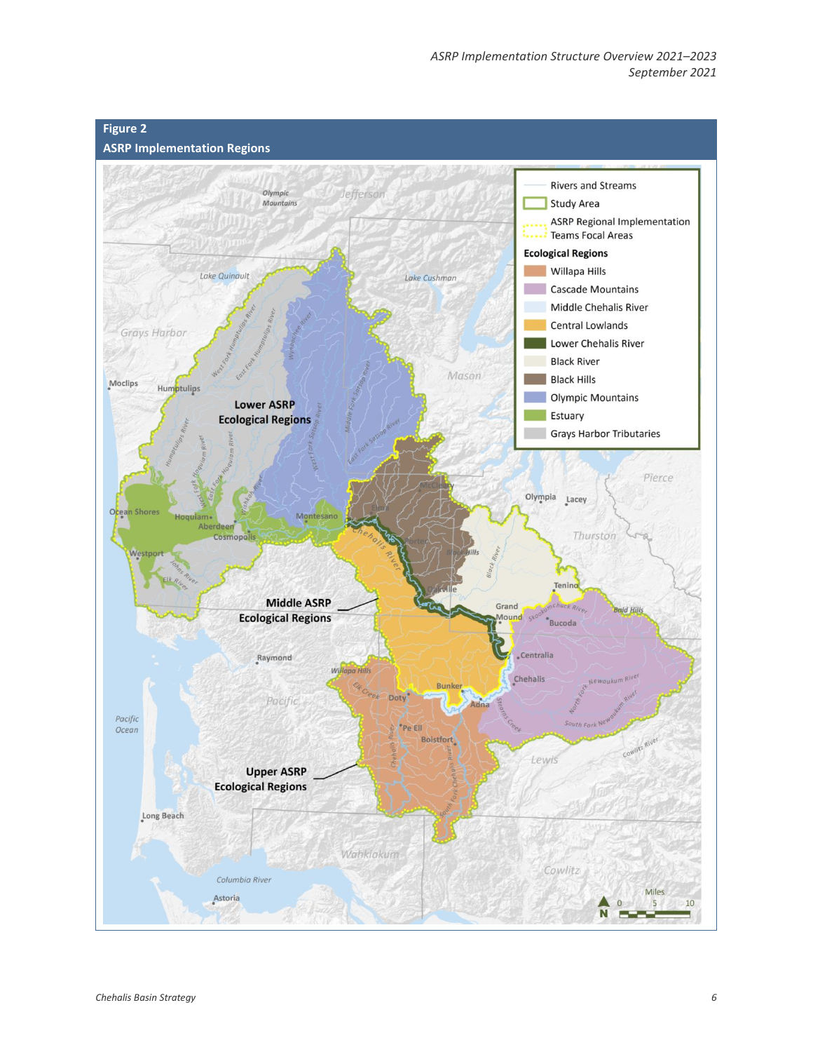**Figure 2**
**ASRP Implementation Regions**

| Legend |
| --- |
| Rivers and Streams |
| Study Area |
| ASRP Regional Implementation Teams Focal Areas |
| **Ecological Regions** |
| Willapa Hills |
| Cascade Mountains |
| Middle Chehalis River |
| Central Lowlands |
| Lower Chehalis River |
| Black River |
| Black Hills |
| Olympic Mountains |
| Estuary |
| Grays Harbor Tributaries |

**Lower ASRP Ecological Regions**

**Middle ASRP Ecological Regions**

**Upper ASRP Ecological Regions**

Olympic Mountains, Jefferson, Lake Quinault, Lake Cushman, Grays Harbor, Mason, Moclips, Humptulips, Pierce, Olympia, Lacey, Thurston, Ocean Shores, Hoquiam, Aberdeen, Cosmopolis, Montesano, Elma, McCleary, Porter, Oakville, Westport, Tenino, Grand Mound, Bucoda, Bald Hills, Centralia, Chehalis, Adna, Bunker, Doty, Pe Ell, Boistfort, Raymond, Willapa Hills, Pacific, Pacific Ocean, Lewis, Long Beach, Wahkiakum, Cowlitz, Columbia River, Astoria

Miles 0 5 10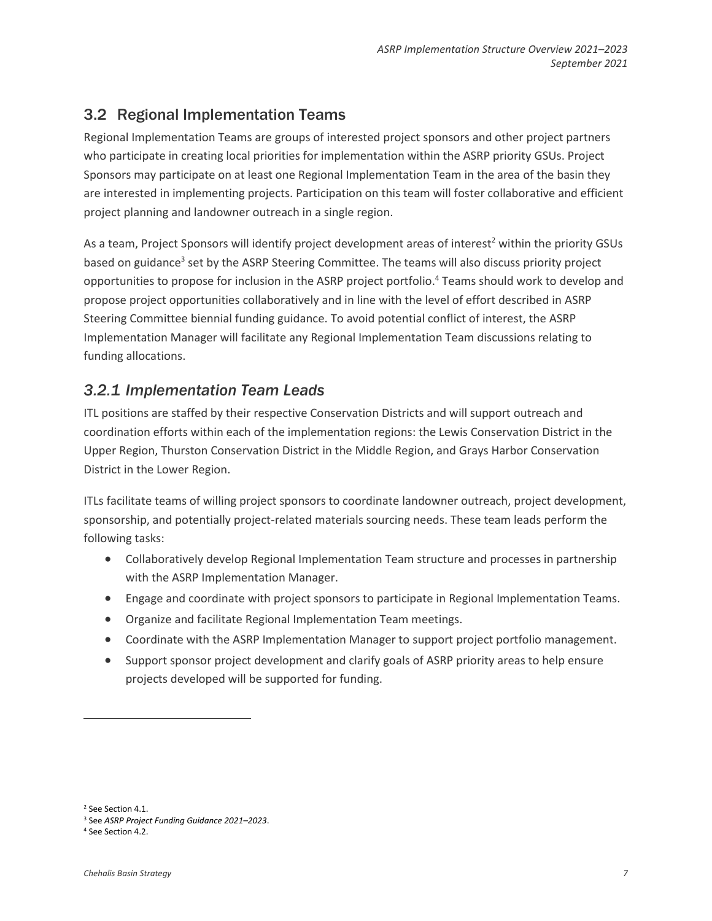## 3.2 Regional Implementation Teams

Regional Implementation Teams are groups of interested project sponsors and other project partners who participate in creating local priorities for implementation within the ASRP priority GSUs. Project Sponsors may participate on at least one Regional Implementation Team in the area of the basin they are interested in implementing projects. Participation on this team will foster collaborative and efficient project planning and landowner outreach in a single region.

As a team, Project Sponsors will identify project development areas of interest[2] within the priority GSUs based on guidance[3] set by the ASRP Steering Committee. The teams will also discuss priority project opportunities to propose for inclusion in the ASRP project portfolio.[4] Teams should work to develop and propose project opportunities collaboratively and in line with the level of effort described in ASRP Steering Committee biennial funding guidance. To avoid potential conflict of interest, the ASRP Implementation Manager will facilitate any Regional Implementation Team discussions relating to funding allocations.

### *3.2.1 Implementation Team Leads*

ITL positions are staffed by their respective Conservation Districts and will support outreach and coordination efforts within each of the implementation regions: the Lewis Conservation District in the Upper Region, Thurston Conservation District in the Middle Region, and Grays Harbor Conservation District in the Lower Region.

ITLs facilitate teams of willing project sponsors to coordinate landowner outreach, project development, sponsorship, and potentially project-related materials sourcing needs. These team leads perform the following tasks:

- Collaboratively develop Regional Implementation Team structure and processes in partnership with the ASRP Implementation Manager.
- Engage and coordinate with project sponsors to participate in Regional Implementation Teams.
- Organize and facilitate Regional Implementation Team meetings.
- Coordinate with the ASRP Implementation Manager to support project portfolio management.
- Support sponsor project development and clarify goals of ASRP priority areas to help ensure projects developed will be supported for funding.

---

[2] See Section 4.1.

[3] See *ASRP Project Funding Guidance 2021–2023*.

[4] See Section 4.2.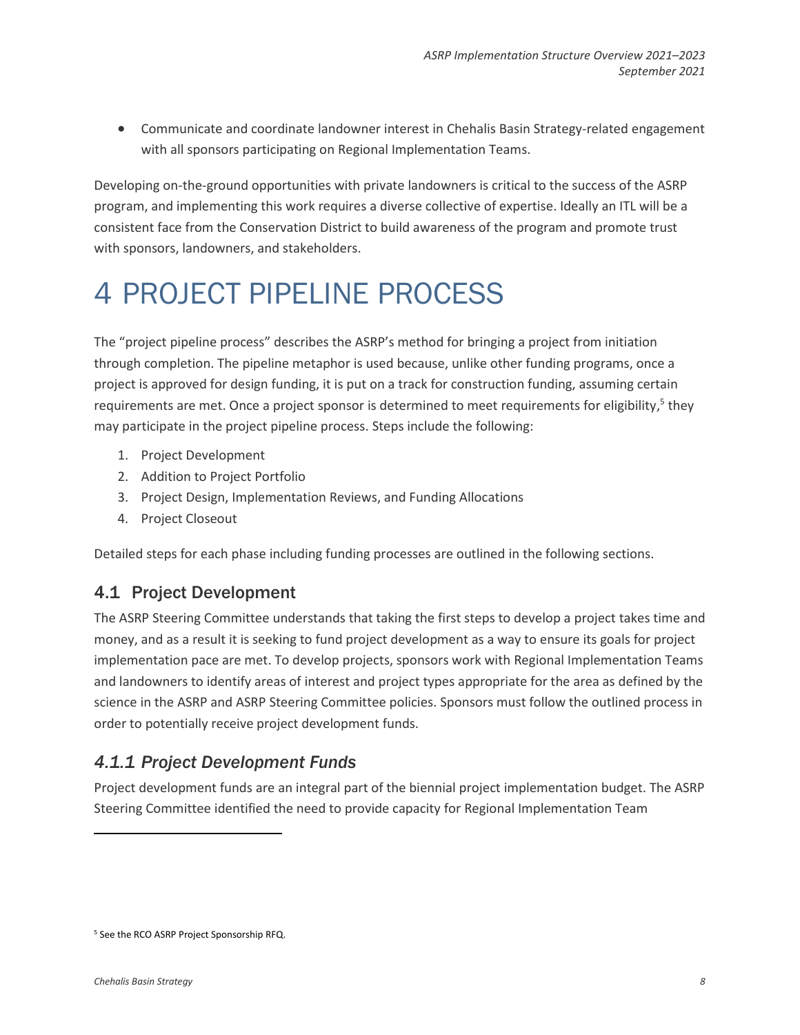- Communicate and coordinate landowner interest in Chehalis Basin Strategy-related engagement with all sponsors participating on Regional Implementation Teams.

Developing on-the-ground opportunities with private landowners is critical to the success of the ASRP program, and implementing this work requires a diverse collective of expertise. Ideally an ITL will be a consistent face from the Conservation District to build awareness of the program and promote trust with sponsors, landowners, and stakeholders.

# 4 PROJECT PIPELINE PROCESS

The "project pipeline process" describes the ASRP's method for bringing a project from initiation through completion. The pipeline metaphor is used because, unlike other funding programs, once a project is approved for design funding, it is put on a track for construction funding, assuming certain requirements are met. Once a project sponsor is determined to meet requirements for eligibility,[5] they may participate in the project pipeline process. Steps include the following:

1. Project Development
2. Addition to Project Portfolio
3. Project Design, Implementation Reviews, and Funding Allocations
4. Project Closeout

Detailed steps for each phase including funding processes are outlined in the following sections.

## 4.1 Project Development

The ASRP Steering Committee understands that taking the first steps to develop a project takes time and money, and as a result it is seeking to fund project development as a way to ensure its goals for project implementation pace are met. To develop projects, sponsors work with Regional Implementation Teams and landowners to identify areas of interest and project types appropriate for the area as defined by the science in the ASRP and ASRP Steering Committee policies. Sponsors must follow the outlined process in order to potentially receive project development funds.

### *4.1.1 Project Development Funds*

Project development funds are an integral part of the biennial project implementation budget. The ASRP Steering Committee identified the need to provide capacity for Regional Implementation Team

[5] See the RCO ASRP Project Sponsorship RFQ.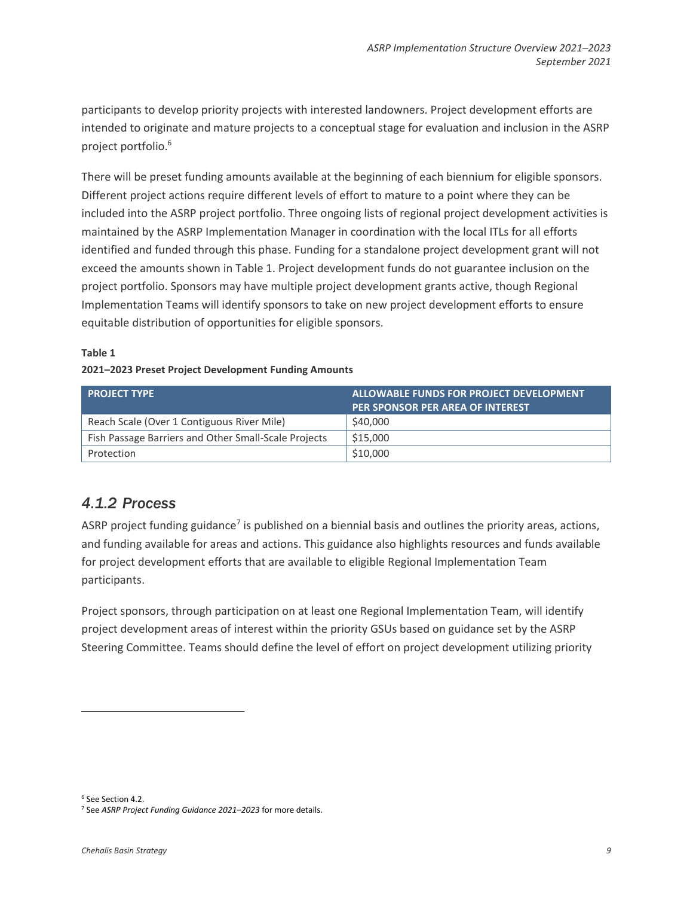participants to develop priority projects with interested landowners. Project development efforts are intended to originate and mature projects to a conceptual stage for evaluation and inclusion in the ASRP project portfolio.[6]

There will be preset funding amounts available at the beginning of each biennium for eligible sponsors. Different project actions require different levels of effort to mature to a point where they can be included into the ASRP project portfolio. Three ongoing lists of regional project development activities is maintained by the ASRP Implementation Manager in coordination with the local ITLs for all efforts identified and funded through this phase. Funding for a standalone project development grant will not exceed the amounts shown in Table 1. Project development funds do not guarantee inclusion on the project portfolio. Sponsors may have multiple project development grants active, though Regional Implementation Teams will identify sponsors to take on new project development efforts to ensure equitable distribution of opportunities for eligible sponsors.

**Table 1**
**2021–2023 Preset Project Development Funding Amounts**

| PROJECT TYPE | ALLOWABLE FUNDS FOR PROJECT DEVELOPMENT PER SPONSOR PER AREA OF INTEREST |
|---|---|
| Reach Scale (Over 1 Contiguous River Mile) | $40,000 |
| Fish Passage Barriers and Other Small-Scale Projects | $15,000 |
| Protection | $10,000 |

### *4.1.2 Process*

ASRP project funding guidance[7] is published on a biennial basis and outlines the priority areas, actions, and funding available for areas and actions. This guidance also highlights resources and funds available for project development efforts that are available to eligible Regional Implementation Team participants.

Project sponsors, through participation on at least one Regional Implementation Team, will identify project development areas of interest within the priority GSUs based on guidance set by the ASRP Steering Committee. Teams should define the level of effort on project development utilizing priority

[6] See Section 4.2.
[7] See *ASRP Project Funding Guidance 2021–2023* for more details.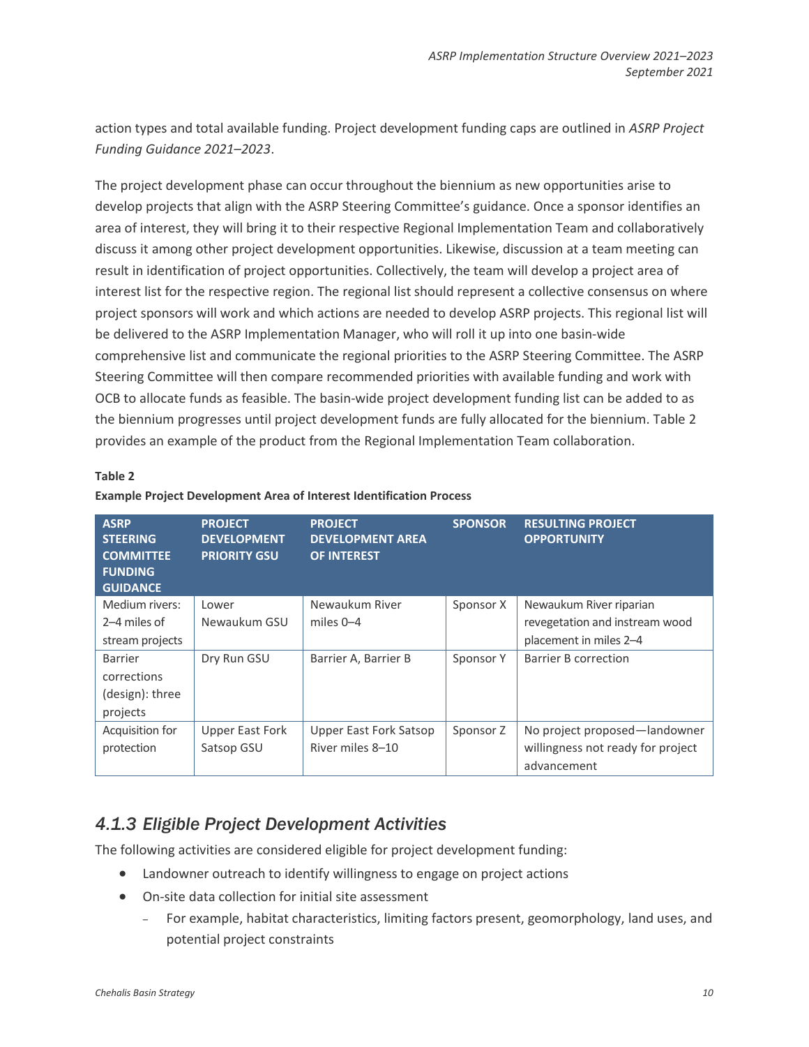action types and total available funding. Project development funding caps are outlined in *ASRP Project Funding Guidance 2021–2023*.

The project development phase can occur throughout the biennium as new opportunities arise to develop projects that align with the ASRP Steering Committee's guidance. Once a sponsor identifies an area of interest, they will bring it to their respective Regional Implementation Team and collaboratively discuss it among other project development opportunities. Likewise, discussion at a team meeting can result in identification of project opportunities. Collectively, the team will develop a project area of interest list for the respective region. The regional list should represent a collective consensus on where project sponsors will work and which actions are needed to develop ASRP projects. This regional list will be delivered to the ASRP Implementation Manager, who will roll it up into one basin-wide comprehensive list and communicate the regional priorities to the ASRP Steering Committee. The ASRP Steering Committee will then compare recommended priorities with available funding and work with OCB to allocate funds as feasible. The basin-wide project development funding list can be added to as the biennium progresses until project development funds are fully allocated for the biennium. Table 2 provides an example of the product from the Regional Implementation Team collaboration.

**Table 2**

**Example Project Development Area of Interest Identification Process**

| ASRP STEERING COMMITTEE FUNDING GUIDANCE | PROJECT DEVELOPMENT PRIORITY GSU | PROJECT DEVELOPMENT AREA OF INTEREST | SPONSOR | RESULTING PROJECT OPPORTUNITY |
|---|---|---|---|---|
| Medium rivers: 2–4 miles of stream projects | Lower Newaukum GSU | Newaukum River miles 0–4 | Sponsor X | Newaukum River riparian revegetation and instream wood placement in miles 2–4 |
| Barrier corrections (design): three projects | Dry Run GSU | Barrier A, Barrier B | Sponsor Y | Barrier B correction |
| Acquisition for protection | Upper East Fork Satsop GSU | Upper East Fork Satsop River miles 8–10 | Sponsor Z | No project proposed—landowner willingness not ready for project advancement |

### 4.1.3 Eligible Project Development Activities

The following activities are considered eligible for project development funding:

- Landowner outreach to identify willingness to engage on project actions
- On-site data collection for initial site assessment
  - For example, habitat characteristics, limiting factors present, geomorphology, land uses, and potential project constraints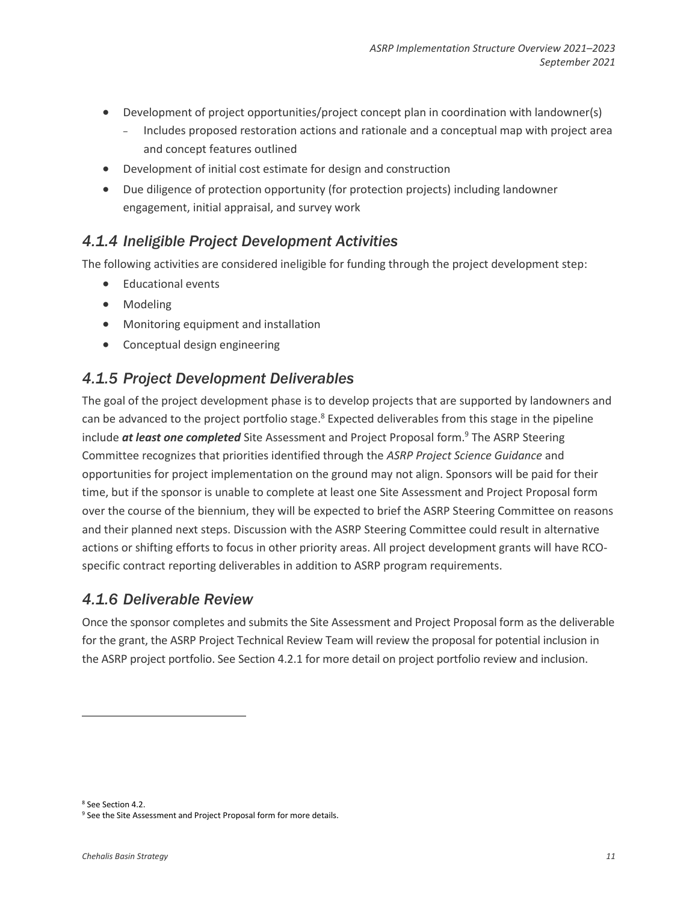- Development of project opportunities/project concept plan in coordination with landowner(s)
  - Includes proposed restoration actions and rationale and a conceptual map with project area and concept features outlined
- Development of initial cost estimate for design and construction
- Due diligence of protection opportunity (for protection projects) including landowner engagement, initial appraisal, and survey work

### *4.1.4 Ineligible Project Development Activities*

The following activities are considered ineligible for funding through the project development step:

- Educational events
- Modeling
- Monitoring equipment and installation
- Conceptual design engineering

### *4.1.5 Project Development Deliverables*

The goal of the project development phase is to develop projects that are supported by landowners and can be advanced to the project portfolio stage.[8] Expected deliverables from this stage in the pipeline include ***at least one completed*** Site Assessment and Project Proposal form.[9] The ASRP Steering Committee recognizes that priorities identified through the *ASRP Project Science Guidance* and opportunities for project implementation on the ground may not align. Sponsors will be paid for their time, but if the sponsor is unable to complete at least one Site Assessment and Project Proposal form over the course of the biennium, they will be expected to brief the ASRP Steering Committee on reasons and their planned next steps. Discussion with the ASRP Steering Committee could result in alternative actions or shifting efforts to focus in other priority areas. All project development grants will have RCO-specific contract reporting deliverables in addition to ASRP program requirements.

### *4.1.6 Deliverable Review*

Once the sponsor completes and submits the Site Assessment and Project Proposal form as the deliverable for the grant, the ASRP Project Technical Review Team will review the proposal for potential inclusion in the ASRP project portfolio. See Section 4.2.1 for more detail on project portfolio review and inclusion.

---

[8] See Section 4.2.

[9] See the Site Assessment and Project Proposal form for more details.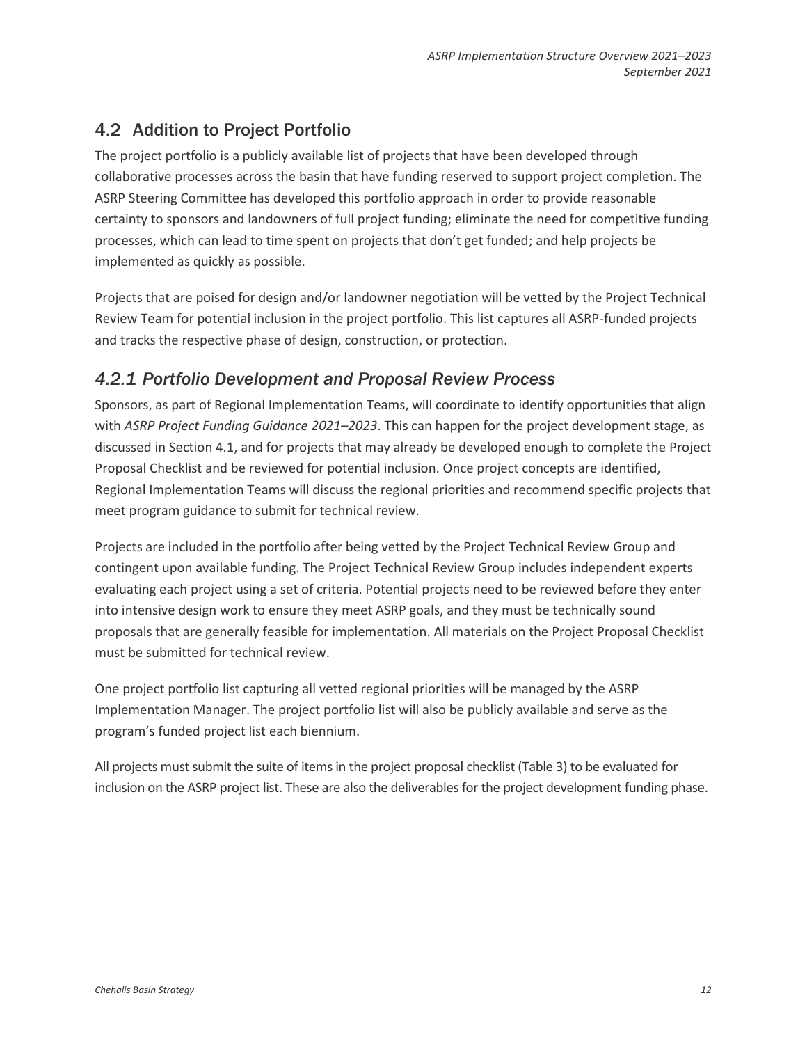## 4.2 Addition to Project Portfolio

The project portfolio is a publicly available list of projects that have been developed through collaborative processes across the basin that have funding reserved to support project completion. The ASRP Steering Committee has developed this portfolio approach in order to provide reasonable certainty to sponsors and landowners of full project funding; eliminate the need for competitive funding processes, which can lead to time spent on projects that don't get funded; and help projects be implemented as quickly as possible.

Projects that are poised for design and/or landowner negotiation will be vetted by the Project Technical Review Team for potential inclusion in the project portfolio. This list captures all ASRP-funded projects and tracks the respective phase of design, construction, or protection.

### *4.2.1 Portfolio Development and Proposal Review Process*

Sponsors, as part of Regional Implementation Teams, will coordinate to identify opportunities that align with *ASRP Project Funding Guidance 2021–2023*. This can happen for the project development stage, as discussed in Section 4.1, and for projects that may already be developed enough to complete the Project Proposal Checklist and be reviewed for potential inclusion. Once project concepts are identified, Regional Implementation Teams will discuss the regional priorities and recommend specific projects that meet program guidance to submit for technical review.

Projects are included in the portfolio after being vetted by the Project Technical Review Group and contingent upon available funding. The Project Technical Review Group includes independent experts evaluating each project using a set of criteria. Potential projects need to be reviewed before they enter into intensive design work to ensure they meet ASRP goals, and they must be technically sound proposals that are generally feasible for implementation. All materials on the Project Proposal Checklist must be submitted for technical review.

One project portfolio list capturing all vetted regional priorities will be managed by the ASRP Implementation Manager. The project portfolio list will also be publicly available and serve as the program's funded project list each biennium.

All projects must submit the suite of items in the project proposal checklist (Table 3) to be evaluated for inclusion on the ASRP project list. These are also the deliverables for the project development funding phase.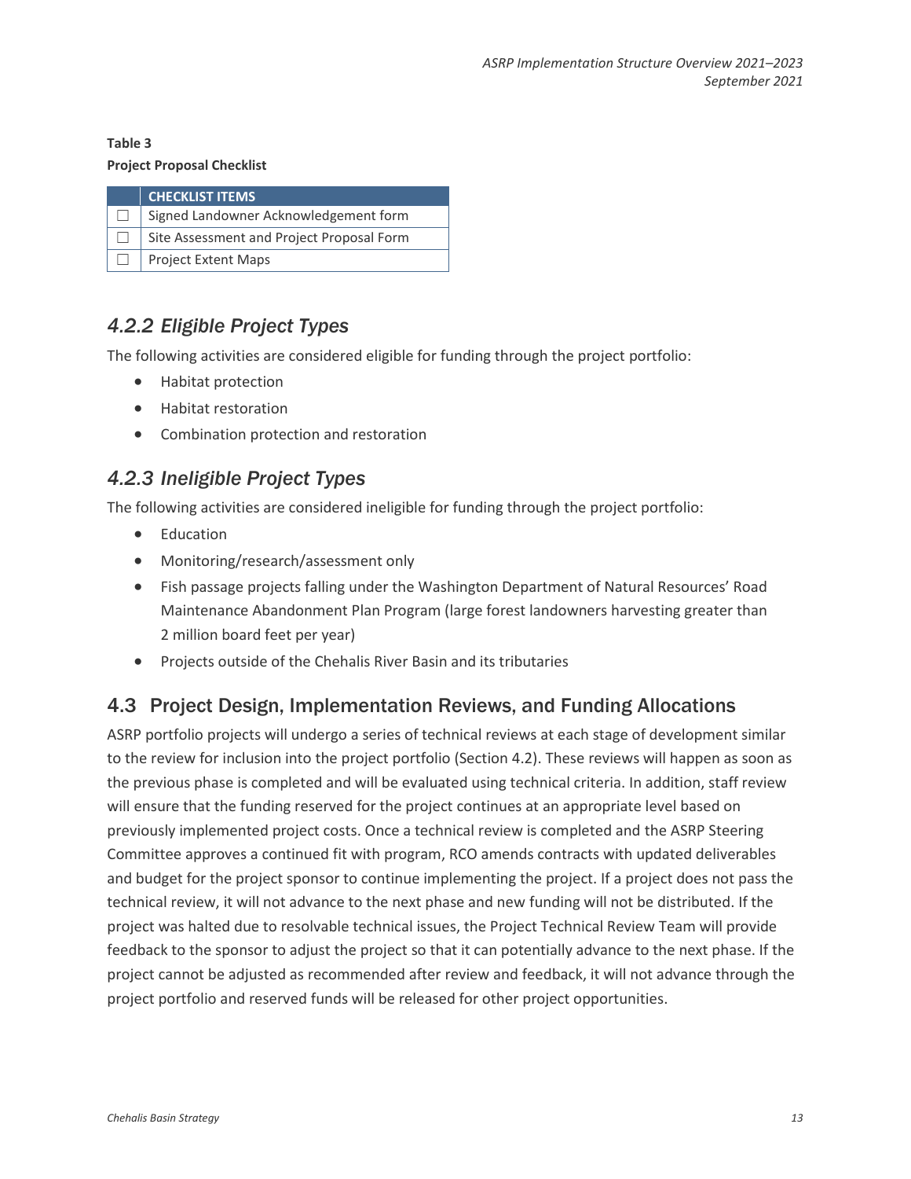**Table 3**
**Project Proposal Checklist**

| | CHECKLIST ITEMS |
|---|---|
| ☐ | Signed Landowner Acknowledgement form |
| ☐ | Site Assessment and Project Proposal Form |
| ☐ | Project Extent Maps |

### 4.2.2 *Eligible Project Types*

The following activities are considered eligible for funding through the project portfolio:

- Habitat protection
- Habitat restoration
- Combination protection and restoration

### 4.2.3 *Ineligible Project Types*

The following activities are considered ineligible for funding through the project portfolio:

- Education
- Monitoring/research/assessment only
- Fish passage projects falling under the Washington Department of Natural Resources' Road Maintenance Abandonment Plan Program (large forest landowners harvesting greater than 2 million board feet per year)
- Projects outside of the Chehalis River Basin and its tributaries

## 4.3 Project Design, Implementation Reviews, and Funding Allocations

ASRP portfolio projects will undergo a series of technical reviews at each stage of development similar to the review for inclusion into the project portfolio (Section 4.2). These reviews will happen as soon as the previous phase is completed and will be evaluated using technical criteria. In addition, staff review will ensure that the funding reserved for the project continues at an appropriate level based on previously implemented project costs. Once a technical review is completed and the ASRP Steering Committee approves a continued fit with program, RCO amends contracts with updated deliverables and budget for the project sponsor to continue implementing the project. If a project does not pass the technical review, it will not advance to the next phase and new funding will not be distributed. If the project was halted due to resolvable technical issues, the Project Technical Review Team will provide feedback to the sponsor to adjust the project so that it can potentially advance to the next phase. If the project cannot be adjusted as recommended after review and feedback, it will not advance through the project portfolio and reserved funds will be released for other project opportunities.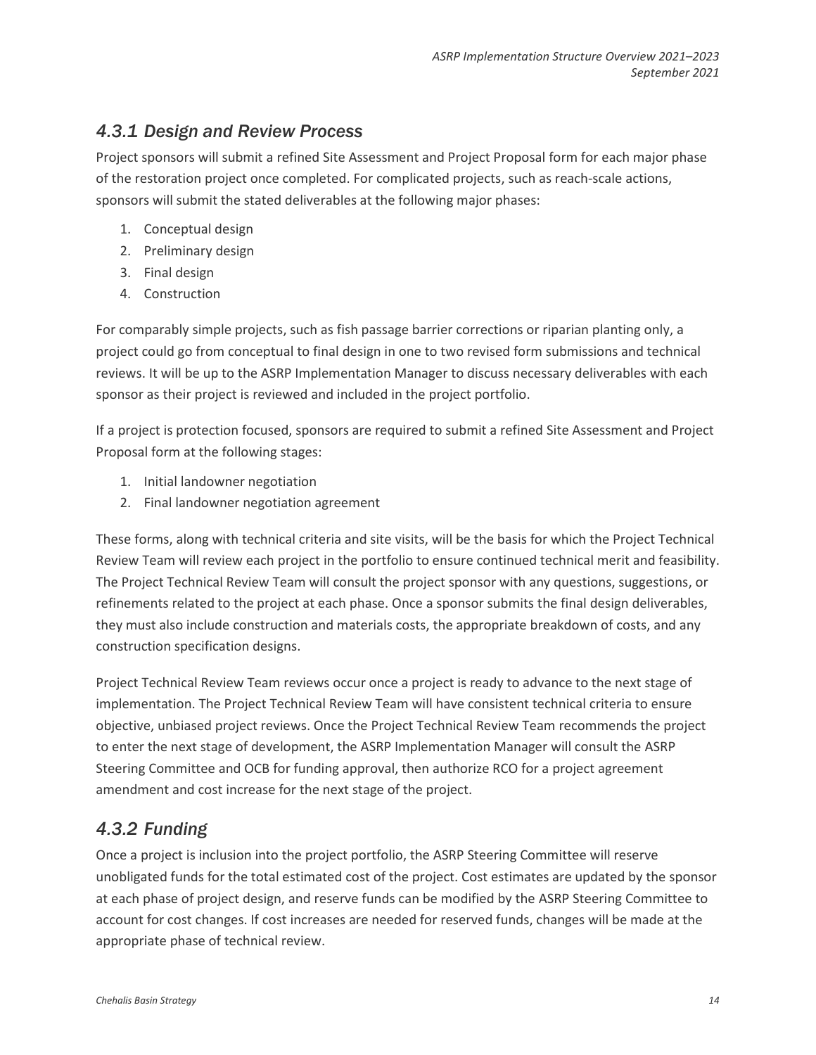### *4.3.1 Design and Review Process*

Project sponsors will submit a refined Site Assessment and Project Proposal form for each major phase of the restoration project once completed. For complicated projects, such as reach-scale actions, sponsors will submit the stated deliverables at the following major phases:

1. Conceptual design
2. Preliminary design
3. Final design
4. Construction

For comparably simple projects, such as fish passage barrier corrections or riparian planting only, a project could go from conceptual to final design in one to two revised form submissions and technical reviews. It will be up to the ASRP Implementation Manager to discuss necessary deliverables with each sponsor as their project is reviewed and included in the project portfolio.

If a project is protection focused, sponsors are required to submit a refined Site Assessment and Project Proposal form at the following stages:

1. Initial landowner negotiation
2. Final landowner negotiation agreement

These forms, along with technical criteria and site visits, will be the basis for which the Project Technical Review Team will review each project in the portfolio to ensure continued technical merit and feasibility. The Project Technical Review Team will consult the project sponsor with any questions, suggestions, or refinements related to the project at each phase. Once a sponsor submits the final design deliverables, they must also include construction and materials costs, the appropriate breakdown of costs, and any construction specification designs.

Project Technical Review Team reviews occur once a project is ready to advance to the next stage of implementation. The Project Technical Review Team will have consistent technical criteria to ensure objective, unbiased project reviews. Once the Project Technical Review Team recommends the project to enter the next stage of development, the ASRP Implementation Manager will consult the ASRP Steering Committee and OCB for funding approval, then authorize RCO for a project agreement amendment and cost increase for the next stage of the project.

### *4.3.2 Funding*

Once a project is inclusion into the project portfolio, the ASRP Steering Committee will reserve unobligated funds for the total estimated cost of the project. Cost estimates are updated by the sponsor at each phase of project design, and reserve funds can be modified by the ASRP Steering Committee to account for cost changes. If cost increases are needed for reserved funds, changes will be made at the appropriate phase of technical review.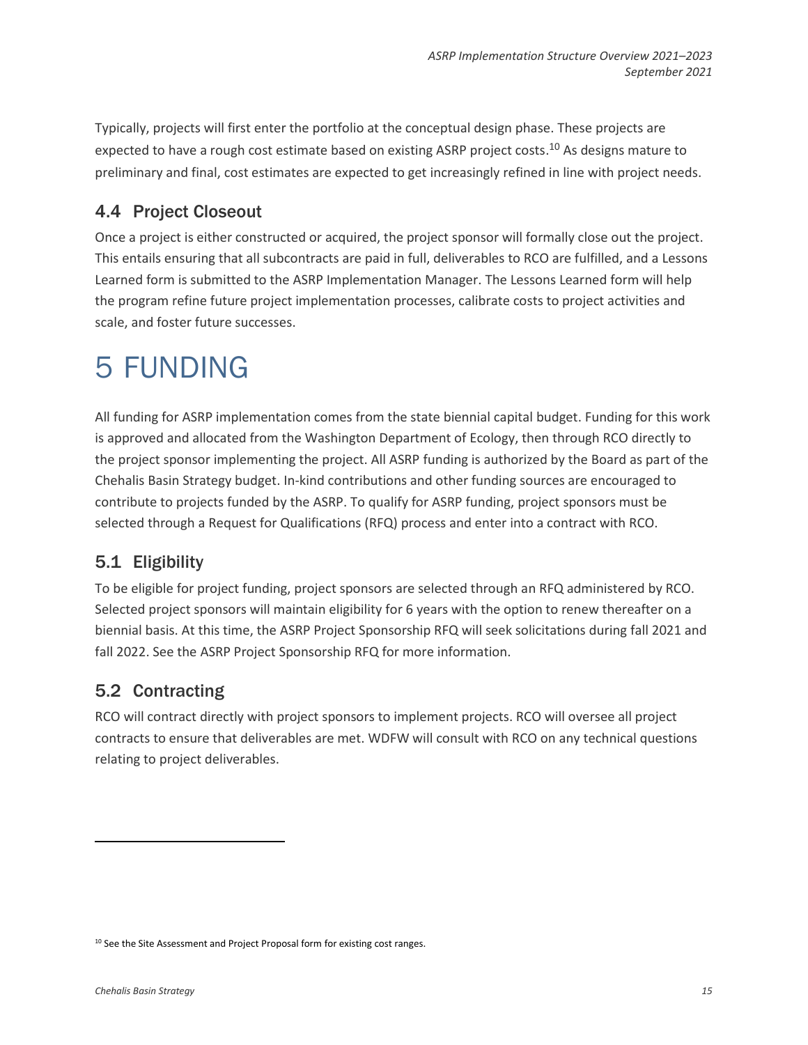Typically, projects will first enter the portfolio at the conceptual design phase. These projects are expected to have a rough cost estimate based on existing ASRP project costs.[10] As designs mature to preliminary and final, cost estimates are expected to get increasingly refined in line with project needs.

## 4.4 Project Closeout

Once a project is either constructed or acquired, the project sponsor will formally close out the project. This entails ensuring that all subcontracts are paid in full, deliverables to RCO are fulfilled, and a Lessons Learned form is submitted to the ASRP Implementation Manager. The Lessons Learned form will help the program refine future project implementation processes, calibrate costs to project activities and scale, and foster future successes.

# 5 FUNDING

All funding for ASRP implementation comes from the state biennial capital budget. Funding for this work is approved and allocated from the Washington Department of Ecology, then through RCO directly to the project sponsor implementing the project. All ASRP funding is authorized by the Board as part of the Chehalis Basin Strategy budget. In-kind contributions and other funding sources are encouraged to contribute to projects funded by the ASRP. To qualify for ASRP funding, project sponsors must be selected through a Request for Qualifications (RFQ) process and enter into a contract with RCO.

## 5.1 Eligibility

To be eligible for project funding, project sponsors are selected through an RFQ administered by RCO. Selected project sponsors will maintain eligibility for 6 years with the option to renew thereafter on a biennial basis. At this time, the ASRP Project Sponsorship RFQ will seek solicitations during fall 2021 and fall 2022. See the ASRP Project Sponsorship RFQ for more information.

## 5.2 Contracting

RCO will contract directly with project sponsors to implement projects. RCO will oversee all project contracts to ensure that deliverables are met. WDFW will consult with RCO on any technical questions relating to project deliverables.

---

[10] See the Site Assessment and Project Proposal form for existing cost ranges.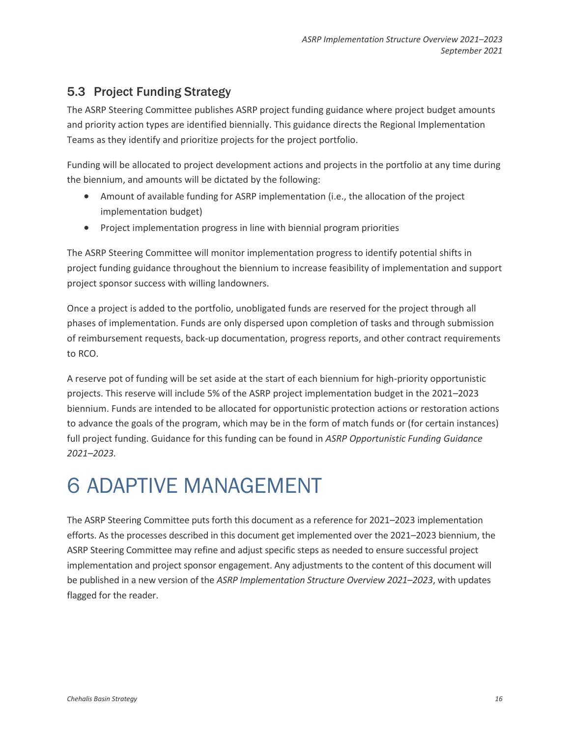## 5.3 Project Funding Strategy

The ASRP Steering Committee publishes ASRP project funding guidance where project budget amounts and priority action types are identified biennially. This guidance directs the Regional Implementation Teams as they identify and prioritize projects for the project portfolio.

Funding will be allocated to project development actions and projects in the portfolio at any time during the biennium, and amounts will be dictated by the following:

- Amount of available funding for ASRP implementation (i.e., the allocation of the project implementation budget)
- Project implementation progress in line with biennial program priorities

The ASRP Steering Committee will monitor implementation progress to identify potential shifts in project funding guidance throughout the biennium to increase feasibility of implementation and support project sponsor success with willing landowners.

Once a project is added to the portfolio, unobligated funds are reserved for the project through all phases of implementation. Funds are only dispersed upon completion of tasks and through submission of reimbursement requests, back-up documentation, progress reports, and other contract requirements to RCO.

A reserve pot of funding will be set aside at the start of each biennium for high-priority opportunistic projects. This reserve will include 5% of the ASRP project implementation budget in the 2021–2023 biennium. Funds are intended to be allocated for opportunistic protection actions or restoration actions to advance the goals of the program, which may be in the form of match funds or (for certain instances) full project funding. Guidance for this funding can be found in *ASRP Opportunistic Funding Guidance 2021–2023*.

# 6 ADAPTIVE MANAGEMENT

The ASRP Steering Committee puts forth this document as a reference for 2021–2023 implementation efforts. As the processes described in this document get implemented over the 2021–2023 biennium, the ASRP Steering Committee may refine and adjust specific steps as needed to ensure successful project implementation and project sponsor engagement. Any adjustments to the content of this document will be published in a new version of the *ASRP Implementation Structure Overview 2021–2023*, with updates flagged for the reader.